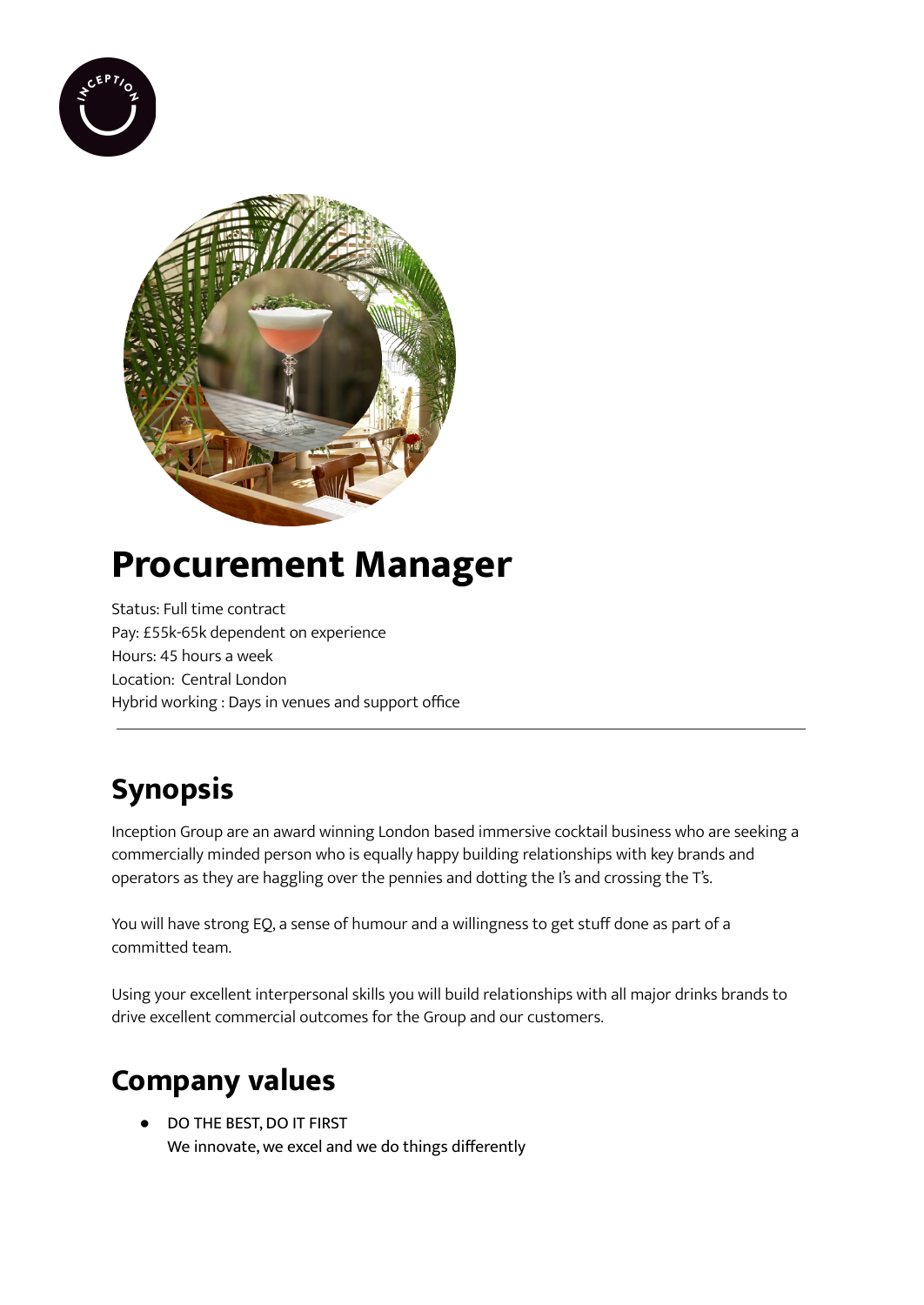# Procurement Manager

Status: Full time contract
Pay: £55k-65k dependent on experience
Hours: 45 hours a week
Location: Central London
Hybrid working : Days in venues and support office

---

## Synopsis

Inception Group are an award winning London based immersive cocktail business who are seeking a commercially minded person who is equally happy building relationships with key brands and operators as they are haggling over the pennies and dotting the I's and crossing the T's.

You will have strong EQ, a sense of humour and a willingness to get stuff done as part of a committed team.

Using your excellent interpersonal skills you will build relationships with all major drinks brands to drive excellent commercial outcomes for the Group and our customers.

## Company values

- DO THE BEST, DO IT FIRST
  We innovate, we excel and we do things differently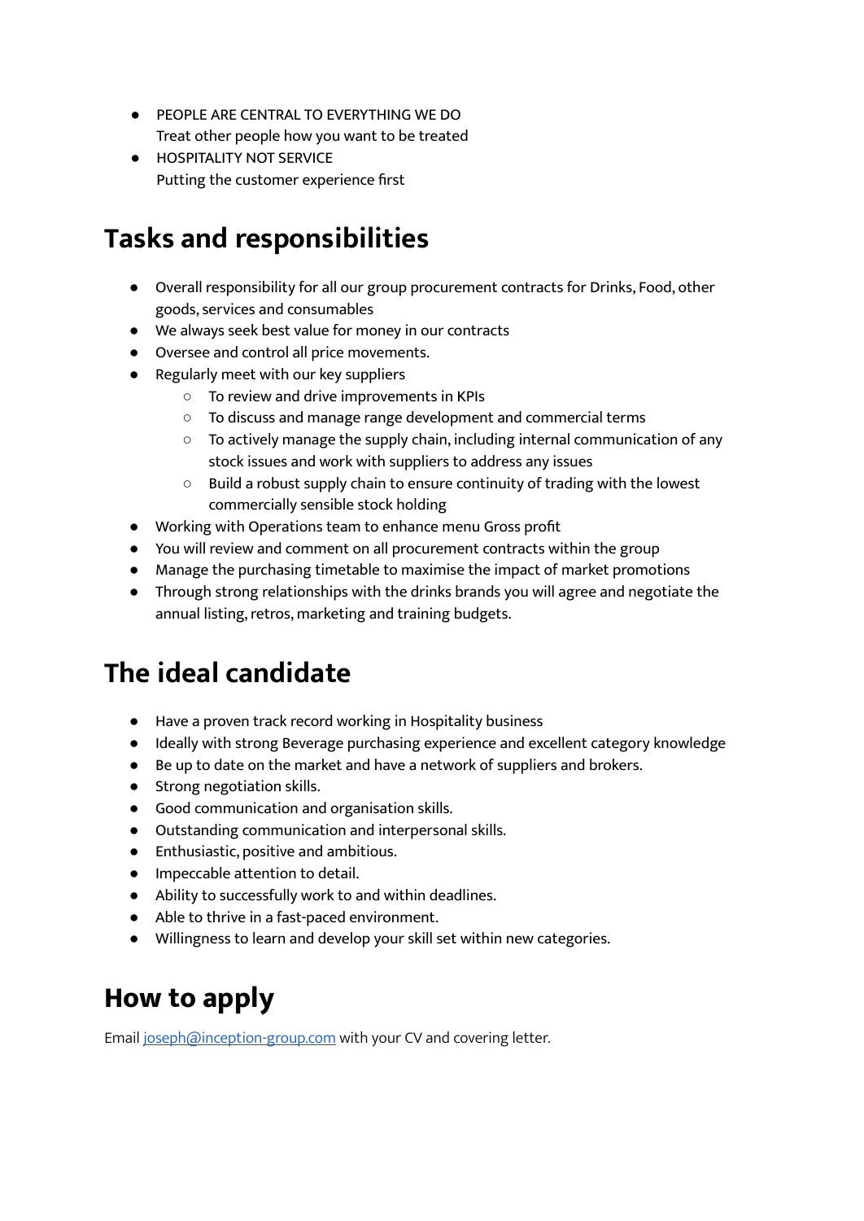- PEOPLE ARE CENTRAL TO EVERYTHING WE DO
  Treat other people how you want to be treated
- HOSPITALITY NOT SERVICE
  Putting the customer experience first

## Tasks and responsibilities

- Overall responsibility for all our group procurement contracts for Drinks, Food, other goods, services and consumables
- We always seek best value for money in our contracts
- Oversee and control all price movements.
- Regularly meet with our key suppliers
  - To review and drive improvements in KPIs
  - To discuss and manage range development and commercial terms
  - To actively manage the supply chain, including internal communication of any stock issues and work with suppliers to address any issues
  - Build a robust supply chain to ensure continuity of trading with the lowest commercially sensible stock holding
- Working with Operations team to enhance menu Gross profit
- You will review and comment on all procurement contracts within the group
- Manage the purchasing timetable to maximise the impact of market promotions
- Through strong relationships with the drinks brands you will agree and negotiate the annual listing, retros, marketing and training budgets.

## The ideal candidate

- Have a proven track record working in Hospitality business
- Ideally with strong Beverage purchasing experience and excellent category knowledge
- Be up to date on the market and have a network of suppliers and brokers.
- Strong negotiation skills.
- Good communication and organisation skills.
- Outstanding communication and interpersonal skills.
- Enthusiastic, positive and ambitious.
- Impeccable attention to detail.
- Ability to successfully work to and within deadlines.
- Able to thrive in a fast-paced environment.
- Willingness to learn and develop your skill set within new categories.

## How to apply

Email [joseph@inception-group.com](mailto:joseph@inception-group.com) with your CV and covering letter.